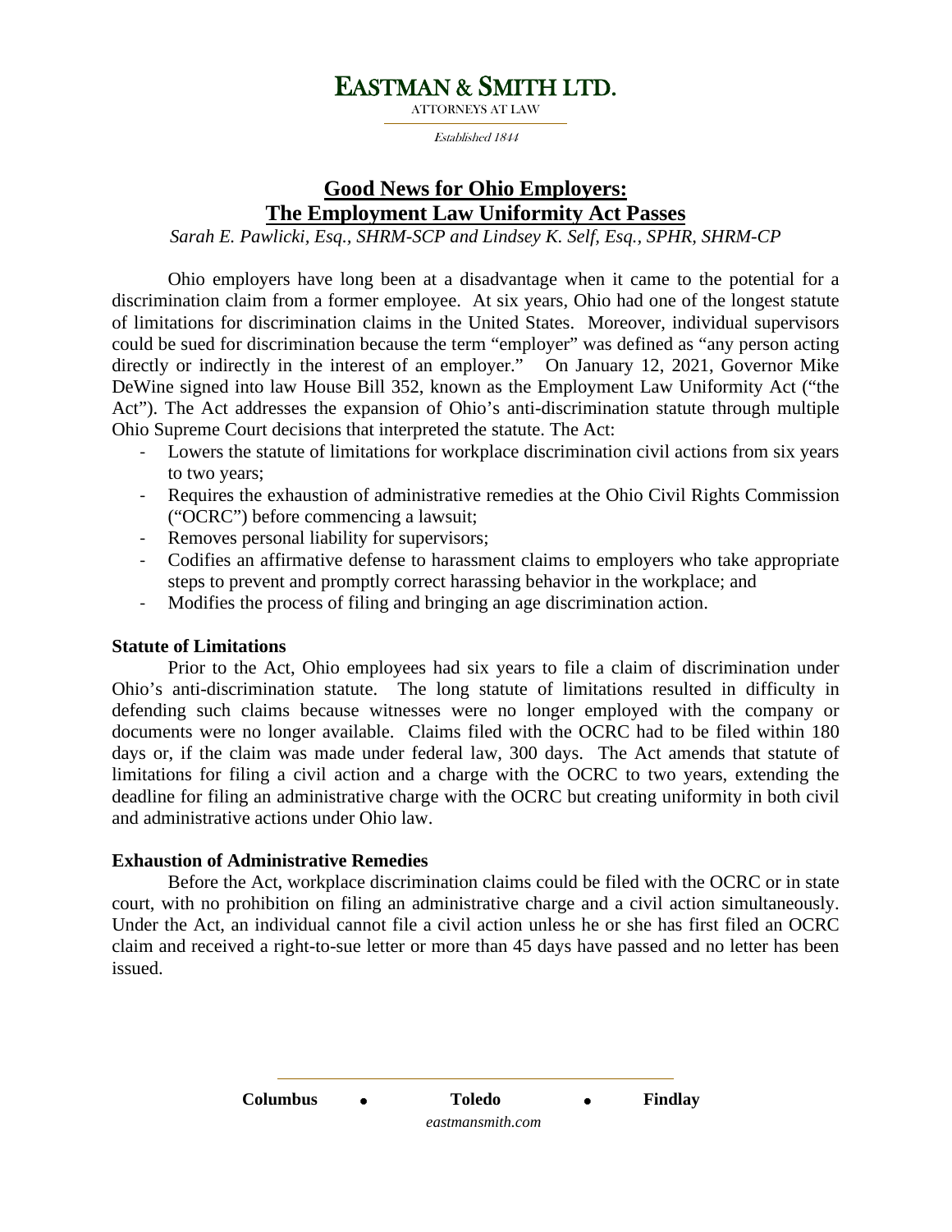# EASTMAN & SMITH LTD.

ATTORNEYS AT LAW

*Established 1844*

## Good News for Ohio Employers: The Employment Law Uniformity Act Passes

*Sarah E. Pawlicki, Esq., SHRM-SCP and Lindsey K. Self, Esq., SPHR, SHRM-CP*

Ohio employers have long been at a disadvantage when it came to the potential for a discrimination claim from a former employee. At six years, Ohio had one of the longest statute of limitations for discrimination claims in the United States. Moreover, individual supervisors could be sued for discrimination because the term "employer" was defined as "any person acting directly or indirectly in the interest of an employer." On January 12, 2021, Governor Mike DeWine signed into law House Bill 352, known as the Employment Law Uniformity Act ("the Act"). The Act addresses the expansion of Ohio's anti-discrimination statute through multiple Ohio Supreme Court decisions that interpreted the statute. The Act:

- Lowers the statute of limitations for workplace discrimination civil actions from six years to two years;
- Requires the exhaustion of administrative remedies at the Ohio Civil Rights Commission ("OCRC") before commencing a lawsuit;
- Removes personal liability for supervisors;
- Codifies an affirmative defense to harassment claims to employers who take appropriate steps to prevent and promptly correct harassing behavior in the workplace; and
- Modifies the process of filing and bringing an age discrimination action.

**Statute of Limitations**

Prior to the Act, Ohio employees had six years to file a claim of discrimination under Ohio's anti-discrimination statute. The long statute of limitations resulted in difficulty in defending such claims because witnesses were no longer employed with the company or documents were no longer available. Claims filed with the OCRC had to be filed within 180 days or, if the claim was made under federal law, 300 days. The Act amends that statute of limitations for filing a civil action and a charge with the OCRC to two years, extending the deadline for filing an administrative charge with the OCRC but creating uniformity in both civil and administrative actions under Ohio law.

**Exhaustion of Administrative Remedies**

Before the Act, workplace discrimination claims could be filed with the OCRC or in state court, with no prohibition on filing an administrative charge and a civil action simultaneously. Under the Act, an individual cannot file a civil action unless he or she has first filed an OCRC claim and received a right-to-sue letter or more than 45 days have passed and no letter has been issued.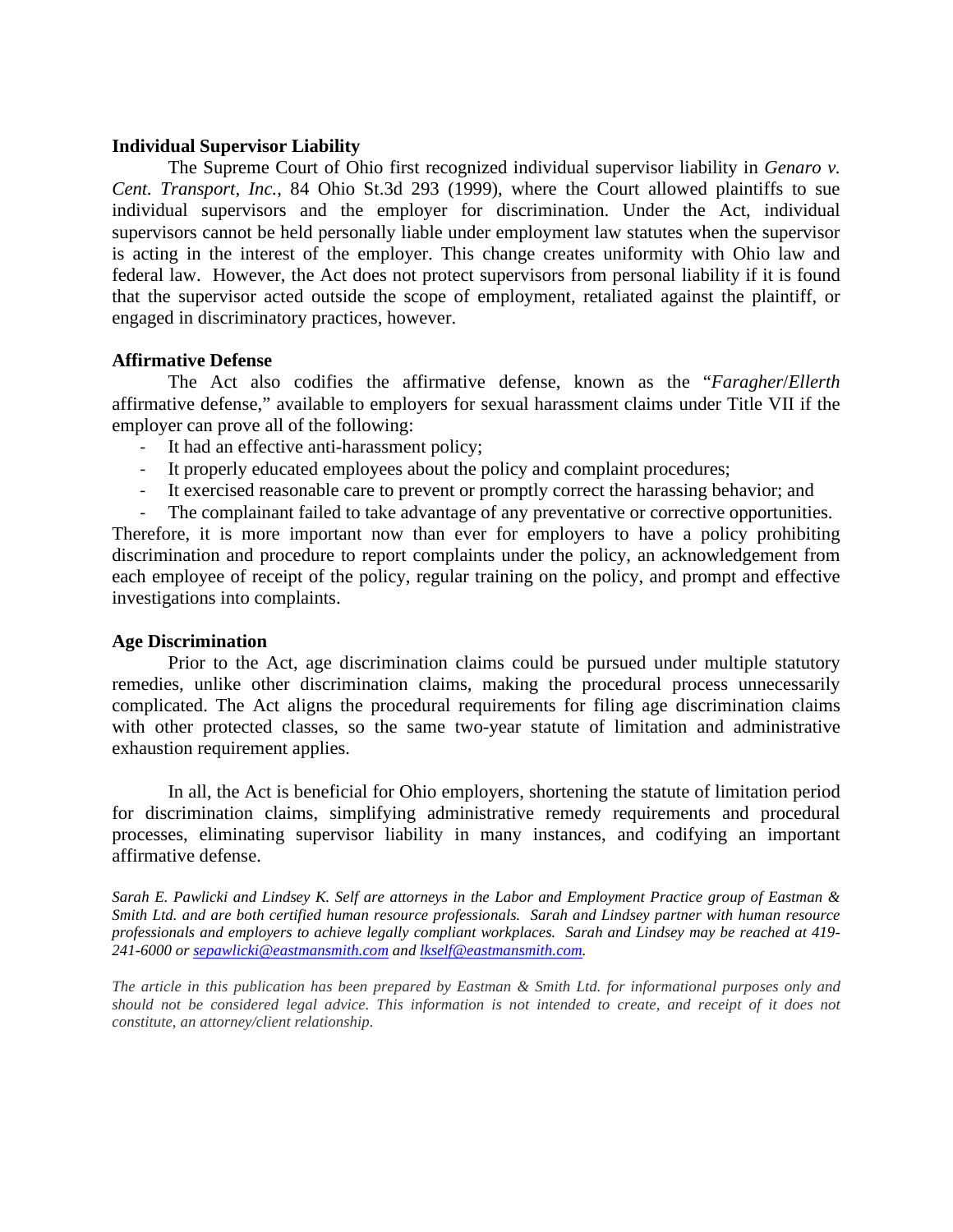**Individual Supervisor Liability**

The Supreme Court of Ohio first recognized individual supervisor liability in *Genaro v. Cent. Transport, Inc.*, 84 Ohio St.3d 293 (1999), where the Court allowed plaintiffs to sue individual supervisors and the employer for discrimination. Under the Act, individual supervisors cannot be held personally liable under employment law statutes when the supervisor is acting in the interest of the employer. This change creates uniformity with Ohio law and federal law. However, the Act does not protect supervisors from personal liability if it is found that the supervisor acted outside the scope of employment, retaliated against the plaintiff, or engaged in discriminatory practices, however.

**Affirmative Defense**

The Act also codifies the affirmative defense, known as the "*Faragher*/*Ellerth* affirmative defense," available to employers for sexual harassment claims under Title VII if the employer can prove all of the following:

- It had an effective anti-harassment policy;
- It properly educated employees about the policy and complaint procedures;
- It exercised reasonable care to prevent or promptly correct the harassing behavior; and
- The complainant failed to take advantage of any preventative or corrective opportunities.

Therefore, it is more important now than ever for employers to have a policy prohibiting discrimination and procedure to report complaints under the policy, an acknowledgement from each employee of receipt of the policy, regular training on the policy, and prompt and effective investigations into complaints.

**Age Discrimination**

Prior to the Act, age discrimination claims could be pursued under multiple statutory remedies, unlike other discrimination claims, making the procedural process unnecessarily complicated. The Act aligns the procedural requirements for filing age discrimination claims with other protected classes, so the same two-year statute of limitation and administrative exhaustion requirement applies.

In all, the Act is beneficial for Ohio employers, shortening the statute of limitation period for discrimination claims, simplifying administrative remedy requirements and procedural processes, eliminating supervisor liability in many instances, and codifying an important affirmative defense.

*Sarah E. Pawlicki and Lindsey K. Self are attorneys in the Labor and Employment Practice group of Eastman & Smith Ltd. and are both certified human resource professionals. Sarah and Lindsey partner with human resource professionals and employers to achieve legally compliant workplaces. Sarah and Lindsey may be reached at 419-241-6000 or [sepawlicki@eastmansmith.com](mailto:sepawlicki@eastmansmith.com) and [lkself@eastmansmith.com](mailto:lkself@eastmansmith.com).*

*The article in this publication has been prepared by Eastman & Smith Ltd. for informational purposes only and should not be considered legal advice. This information is not intended to create, and receipt of it does not constitute, an attorney/client relationship.*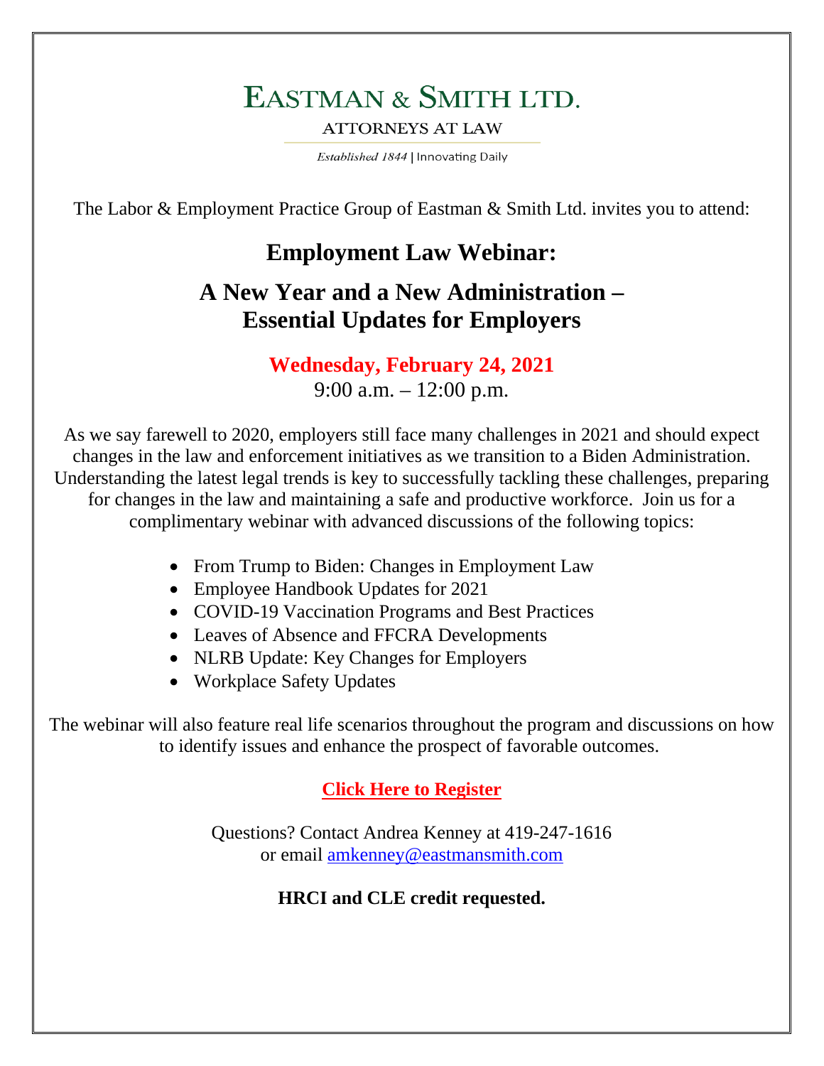# EASTMAN & SMITH LTD.

ATTORNEYS AT LAW

*Established 1844* | Innovating Daily

The Labor & Employment Practice Group of Eastman & Smith Ltd. invites you to attend:

## Employment Law Webinar:

## A New Year and a New Administration – Essential Updates for Employers

**Wednesday, February 24, 2021**

9:00 a.m. – 12:00 p.m.

As we say farewell to 2020, employers still face many challenges in 2021 and should expect changes in the law and enforcement initiatives as we transition to a Biden Administration. Understanding the latest legal trends is key to successfully tackling these challenges, preparing for changes in the law and maintaining a safe and productive workforce. Join us for a complimentary webinar with advanced discussions of the following topics:

- From Trump to Biden: Changes in Employment Law
- Employee Handbook Updates for 2021
- COVID-19 Vaccination Programs and Best Practices
- Leaves of Absence and FFCRA Developments
- NLRB Update: Key Changes for Employers
- Workplace Safety Updates

The webinar will also feature real life scenarios throughout the program and discussions on how to identify issues and enhance the prospect of favorable outcomes.

**Click Here to Register**

Questions? Contact Andrea Kenney at 419-247-1616
or email amkenney@eastmansmith.com

**HRCI and CLE credit requested.**